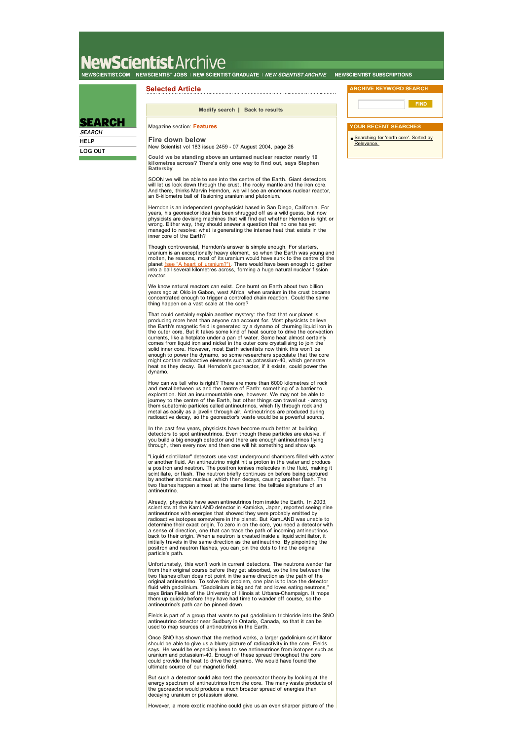Magazine section: **Features**

## Fire down below

New Scientist vol 183 issue 2459 - 07 August 2004, page 26

**Could we be standing above an untamed nuclear reactor nearly 10 kilometres across? There's only one way to find out, says Stephen Battersby**

SOON we will be able to see into the centre of the Earth. Giant detectors will let us look down through the crust, the rocky mantle and the iron core. And there, thinks Marvin Herndon, we will see an enormous nuclear reactor, an 8-kilometre ball of fissioning uranium and plutonium.

Herndon is an independent geophysicist based in San Diego, California. For years, his georeactor idea has been shrugged off as a wild guess, but now physicists are devising machines that will find out whether Herndon is right or wrong. Either way, they should answer a question that no one has yet managed to resolve: what is generating the intense heat that exists in the inner core of the Earth?

Though controversial, Herndon's answer is simple enough. For starters, uranium is an exceptionally heavy element, so when the Earth was young and molten, he reasons, most of its uranium would have sunk to the centre of the planet (see "A heart of uranium?"). There would have been enough to gather into a ball several kilometres across, forming a huge natural nuclear fission reactor.

We know natural reactors can exist. One burnt on Earth about two billion years ago at Oklo in Gabon, west Africa, when uranium in the crust became concentrated enough to trigger a controlled chain reaction. Could the same thing happen on a vast scale at the core?

That could certainly explain another mystery: the fact that our planet is producing more heat than anyone can account for. Most physicists believe the Earth's magnetic field is generated by a dynamo of churning liquid iron in the outer core. But it takes some kind of heat source to drive the convection currents, like a hotplate under a pan of water. Some heat almost certainly comes from liquid iron and nickel in the outer core crystallising to join the solid inner core. However, most Earth scientists now think this won't be enough to power the dynamo, so some researchers speculate that the core might contain radioactive elements such as potassium-40, which generate heat as they decay. But Herndon's georeactor, if it exists, could power the dynamo.

How can we tell who is right? There are more than 6000 kilometres of rock and metal between us and the centre of Earth: something of a barrier to exploration. Not an insurmountable one, however. We may not be able to journey to the centre of the Earth, but other things can travel out - among them subatomic particles called antineutrinos, which fly through rock and metal as easily as a javelin through air. Antineutrinos are produced during radioactive decay, so the georeactor's waste would be a powerful source.

In the past few years, physicists have become much better at building detectors to spot antineutrinos. Even though these particles are elusive, if you build a big enough detector and there are enough antineutrinos flying through, then every now and then one will hit something and show up.

"Liquid scintillator" detectors use vast underground chambers filled with water or another fluid. An antineutrino might hit a proton in the water and produce a positron and neutron. The positron ionises molecules in the fluid, making it scintillate, or flash. The neutron briefly continues on before being captured by another atomic nucleus, which then decays, causing another flash. The two flashes happen almost at the same time: the telltale signature of an antineutrino.

Already, physicists have seen antineutrinos from inside the Earth. In 2003, scientists at the KamLAND detector in Kamioka, Japan, reported seeing nine antineutrinos with energies that showed they were probably emitted by radioactive isotopes somewhere in the planet. But KamLAND was unable to determine their exact origin. To zero in on the core, you need a detector with a sense of direction, one that can trace the path of incoming antineutrinos back to their origin. When a neutron is created inside a liquid scintillator, it initially travels in the same direction as the antineutrino. By pinpointing the positron and neutron flashes, you can join the dots to find the original particle's path.

Unfortunately, this won't work in current detectors. The neutrons wander far from their original course before they get absorbed, so the line between the two flashes often does not point in the same direction as the path of the original antineutrino. To solve this problem, one plan is to lace the detector fluid with gadolinium. "Gadolinium is big and fat and loves eating neutrons," says Brian Fields of the University of Illinois at Urbana-Champaign. It mops them up quickly before they have had time to wander off course, so the antineutrino's path can be pinned down.

Fields is part of a group that wants to put gadolinium trichloride into the SNO antineutrino detector near Sudbury in Ontario, Canada, so that it can be used to map sources of antineutrinos in the Earth.

Once SNO has shown that the method works, a larger gadolinium scintillator should be able to give us a blurry picture of radioactivity in the core, Fields says. He would be especially keen to see antineutrinos from isotopes such as uranium and potassium-40. Enough of these spread throughout the core could provide the heat to drive the dynamo. We would have found the ultimate source of our magnetic field.

But such a detector could also test the georeactor theory by looking at the energy spectrum of antineutrinos from the core. The many waste products of the georeactor would produce a much broader spread of energies than decaying uranium or potassium alone.

However, a more exotic machine could give us an even sharper picture of the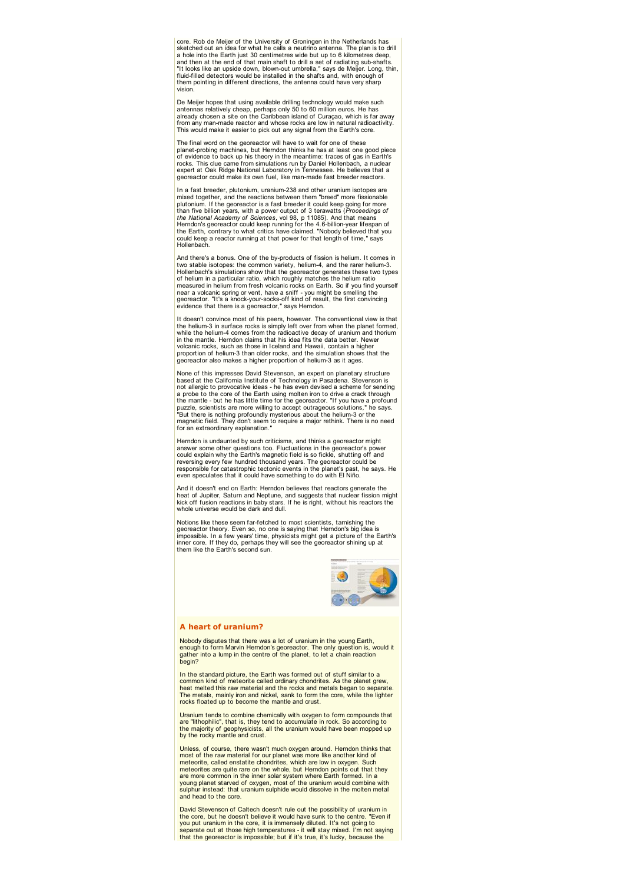core. Rob de Meijer of the University of Groningen in the Netherlands has sketched out an idea for what he calls a neutrino antenna. The plan is to drill a hole into the Earth just 30 centimetres wide but up to 6 kilometres deep, and then at the end of that main shaft to drill a set of radiating sub-shafts. "It looks like an upside down, blown-out umbrella," says de Meijer. Long, thin, fluid-filled detectors would be installed in the shafts and, with enough of them pointing in different directions, the antenna could have very sharp vision.

De Meijer hopes that using available drilling technology would make such antennas relatively cheap, perhaps only 50 to 60 million euros. He has already chosen a site on the Caribbean island of Curaçao, which is far away from any man-made reactor and whose rocks are low in natural radioactivity. This would make it easier to pick out any signal from the Earth's core.

The final word on the georeactor will have to wait for one of these planet-probing machines, but Herndon thinks he has at least one good piece of evidence to back up his theory in the meantime: traces of gas in Earth's rocks. This clue came from simulations run by Daniel Hollenbach, a nuclear expert at Oak Ridge National Laboratory in Tennessee. He believes that a georeactor could make its own fuel, like man-made fast breeder reactors.

In a fast breeder, plutonium, uranium-238 and other uranium isotopes are mixed together, and the reactions between them "breed" more fissionable plutonium. If the georeactor is a fast breeder it could keep going for more than five billion years, with a power output of 3 terawatts (*Proceedings of the National Academy of Sciences*, vol 98, p 11085). And that means Herndon's georeactor could keep running for the 4.6-billion-year lifespan of the Earth, contrary to what critics have claimed. "Nobody believed that you could keep a reactor running at that power for that length of time," says Hollenbach.

And there's a bonus. One of the by-products of fission is helium. It comes in two stable isotopes: the common variety, helium-4, and the rarer helium-3. Hollenbach's simulations show that the georeactor generates these two types of helium in a particular ratio, which roughly matches the helium ratio measured in helium from fresh volcanic rocks on Earth. So if you find yourself near a volcanic spring or vent, have a sniff - you might be smelling the georeactor. "It's a knock-your-socks-off kind of result, the first convincing evidence that there is a georeactor," says Herndon.

It doesn't convince most of his peers, however. The conventional view is that the helium-3 in surface rocks is simply left over from when the planet formed, while the helium-4 comes from the radioactive decay of uranium and thorium in the mantle. Herndon claims that his idea fits the data better. Newer volcanic rocks, such as those in Iceland and Hawaii, contain a higher proportion of helium-3 than older rocks, and the simulation shows that the georeactor also makes a higher proportion of helium-3 as it ages.

None of this impresses David Stevenson, an expert on planetary structure based at the California Institute of Technology in Pasadena. Stevenson is not allergic to provocative ideas - he has even devised a scheme for sending a probe to the core of the Earth using molten iron to drive a crack through the mantle - but he has little time for the georeactor. "If you have a profound puzzle, scientists are more willing to accept outrageous solutions," he says. "But there is nothing profoundly mysterious about the helium-3 or the magnetic field. They don't seem to require a major rethink. There is no need for an extraordinary explanation."

Herndon is undaunted by such criticisms, and thinks a georeactor might answer some other questions too. Fluctuations in the georeactor's power could explain why the Earth's magnetic field is so fickle, shutting off and reversing every few hundred thousand years. The georeactor could be responsible for catastrophic tectonic events in the planet's past, he says. He even speculates that it could have something to do with El Niño.

And it doesn't end on Earth: Herndon believes that reactors generate the heat of Jupiter, Saturn and Neptune, and suggests that nuclear fission might kick off fusion reactions in baby stars. If he is right, without his reactors the whole universe would be dark and dull.

Notions like these seem far-fetched to most scientists, tarnishing the georeactor theory. Even so, no one is saying that Herndon's big idea is impossible. In a few years' time, physicists might get a picture of the Earth's inner core. If they do, perhaps they will see the georeactor shining up at them like the Earth's second sun.

### A heart of uranium?

Nobody disputes that there was a lot of uranium in the young Earth, enough to form Marvin Herndon's georeactor. The only question is, would it gather into a lump in the centre of the planet, to let a chain reaction begin?

In the standard picture, the Earth was formed out of stuff similar to a common kind of meteorite called ordinary chondrites. As the planet grew, heat melted this raw material and the rocks and metals began to separate. The metals, mainly iron and nickel, sank to form the core, while the lighter rocks floated up to become the mantle and crust.

Uranium tends to combine chemically with oxygen to form compounds that are "lithophilic", that is, they tend to accumulate in rock. So according to the majority of geophysicists, all the uranium would have been mopped up by the rocky mantle and crust.

Unless, of course, there wasn't much oxygen around. Herndon thinks that most of the raw material for our planet was more like another kind of meteorite, called enstatite chondrites, which are low in oxygen. Such meteorites are quite rare on the whole, but Herndon points out that they are more common in the inner solar system where Earth formed. In a young planet starved of oxygen, most of the uranium would combine with sulphur instead: that uranium sulphide would dissolve in the molten metal and head to the core.

David Stevenson of Caltech doesn't rule out the possibility of uranium in the core, but he doesn't believe it would have sunk to the centre. "Even if you put uranium in the core, it is immensely diluted. It's not going to separate out at those high temperatures - it will stay mixed. I'm not saying that the georeactor is impossible; but if it's true, it's lucky, because the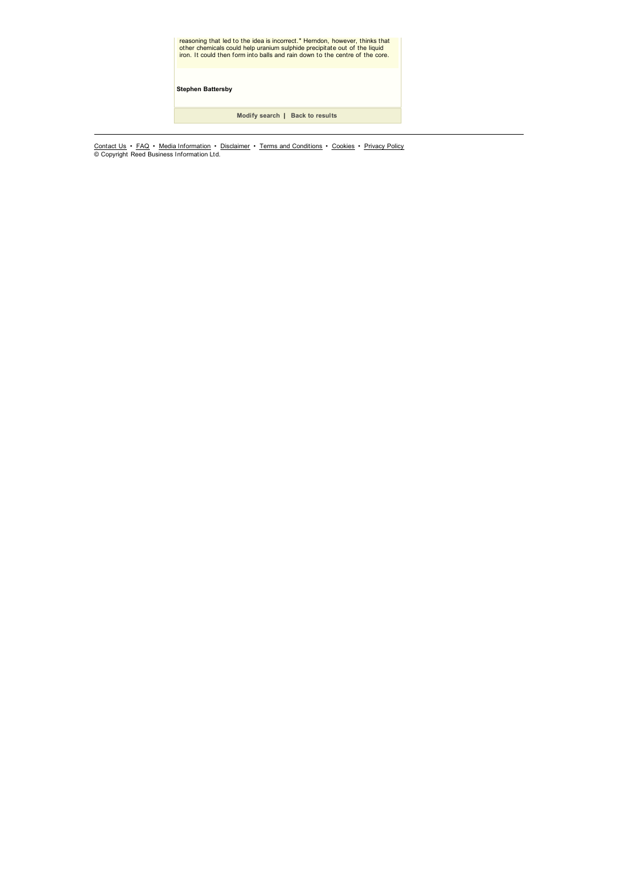reasoning that led to the idea is incorrect." Herndon, however, thinks that other chemicals could help uranium sulphide precipitate out of the liquid iron. It could then form into balls and rain down to the centre of the core.

**Stephen Battersby**

**Modify search | Back to results**

Contact Us • FAQ • Media Information • Disclaimer • Terms and Conditions • Cookies • Privacy Policy
© Copyright Reed Business Information Ltd.